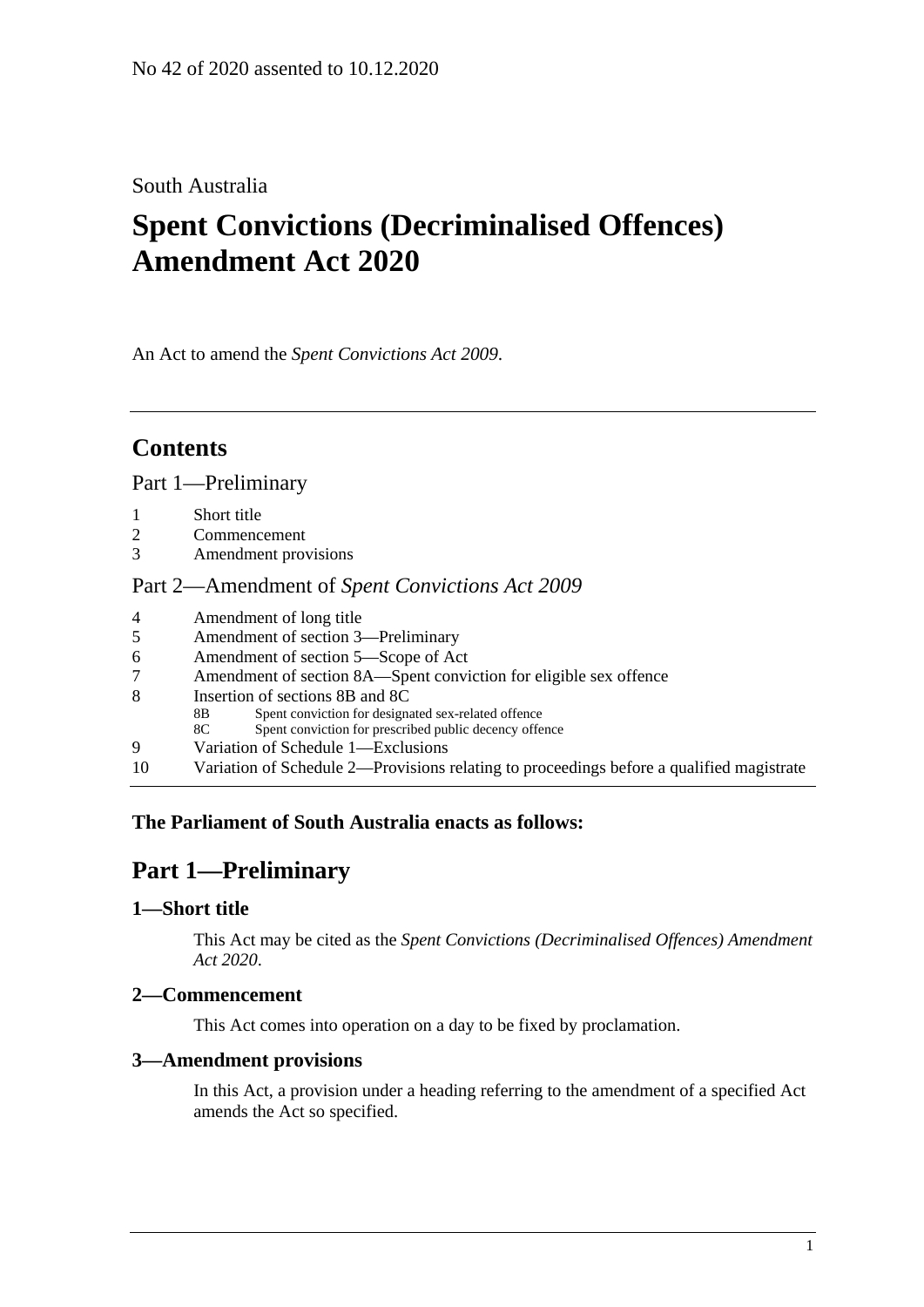No 42 of 2020 assented to 10.12.2020

South Australia

# Spent Convictions (Decriminalised Offences) Amendment Act 2020

An Act to amend the *Spent Convictions Act 2009*.

## Contents

Part 1—Preliminary

1 Short title
2 Commencement
3 Amendment provisions

Part 2—Amendment of *Spent Convictions Act 2009*

4 Amendment of long title
5 Amendment of section 3—Preliminary
6 Amendment of section 5—Scope of Act
7 Amendment of section 8A—Spent conviction for eligible sex offence
8 Insertion of sections 8B and 8C
 8B Spent conviction for designated sex-related offence
 8C Spent conviction for prescribed public decency offence
9 Variation of Schedule 1—Exclusions
10 Variation of Schedule 2—Provisions relating to proceedings before a qualified magistrate

**The Parliament of South Australia enacts as follows:**

## Part 1—Preliminary

### 1—Short title

This Act may be cited as the *Spent Convictions (Decriminalised Offences) Amendment Act 2020*.

### 2—Commencement

This Act comes into operation on a day to be fixed by proclamation.

### 3—Amendment provisions

In this Act, a provision under a heading referring to the amendment of a specified Act amends the Act so specified.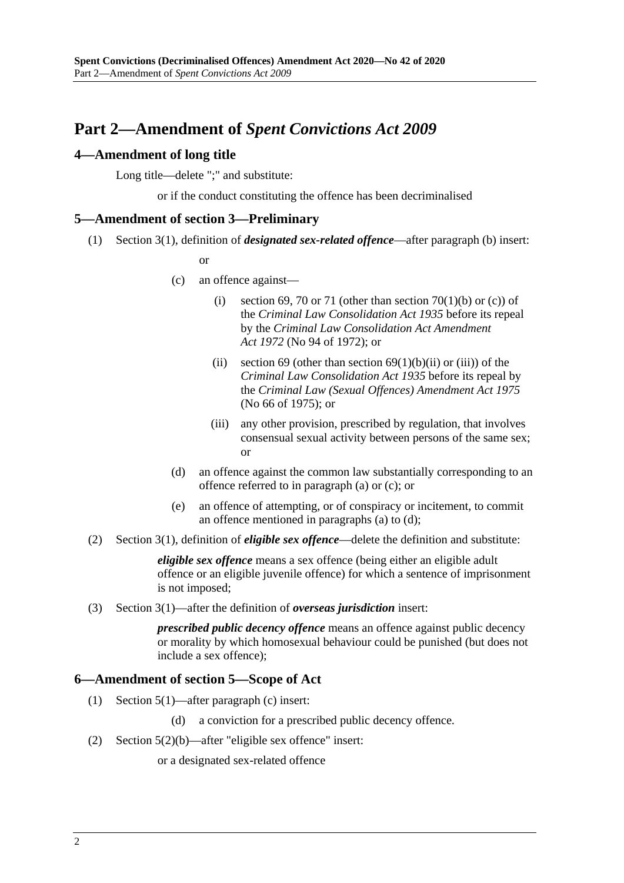# Part 2—Amendment of *Spent Convictions Act 2009*

## 4—Amendment of long title

Long title—delete ";" and substitute:

or if the conduct constituting the offence has been decriminalised

## 5—Amendment of section 3—Preliminary

(1) Section 3(1), definition of ***designated sex-related offence***—after paragraph (b) insert:

or

(c) an offence against—

(i) section 69, 70 or 71 (other than section 70(1)(b) or (c)) of the *Criminal Law Consolidation Act 1935* before its repeal by the *Criminal Law Consolidation Act Amendment Act 1972* (No 94 of 1972); or

(ii) section 69 (other than section 69(1)(b)(ii) or (iii)) of the *Criminal Law Consolidation Act 1935* before its repeal by the *Criminal Law (Sexual Offences) Amendment Act 1975* (No 66 of 1975); or

(iii) any other provision, prescribed by regulation, that involves consensual sexual activity between persons of the same sex; or

(d) an offence against the common law substantially corresponding to an offence referred to in paragraph (a) or (c); or

(e) an offence of attempting, or of conspiracy or incitement, to commit an offence mentioned in paragraphs (a) to (d);

(2) Section 3(1), definition of ***eligible sex offence***—delete the definition and substitute:

***eligible sex offence*** means a sex offence (being either an eligible adult offence or an eligible juvenile offence) for which a sentence of imprisonment is not imposed;

(3) Section 3(1)—after the definition of ***overseas jurisdiction*** insert:

***prescribed public decency offence*** means an offence against public decency or morality by which homosexual behaviour could be punished (but does not include a sex offence);

## 6—Amendment of section 5—Scope of Act

(1) Section 5(1)—after paragraph (c) insert:

(d) a conviction for a prescribed public decency offence.

(2) Section 5(2)(b)—after "eligible sex offence" insert:

or a designated sex-related offence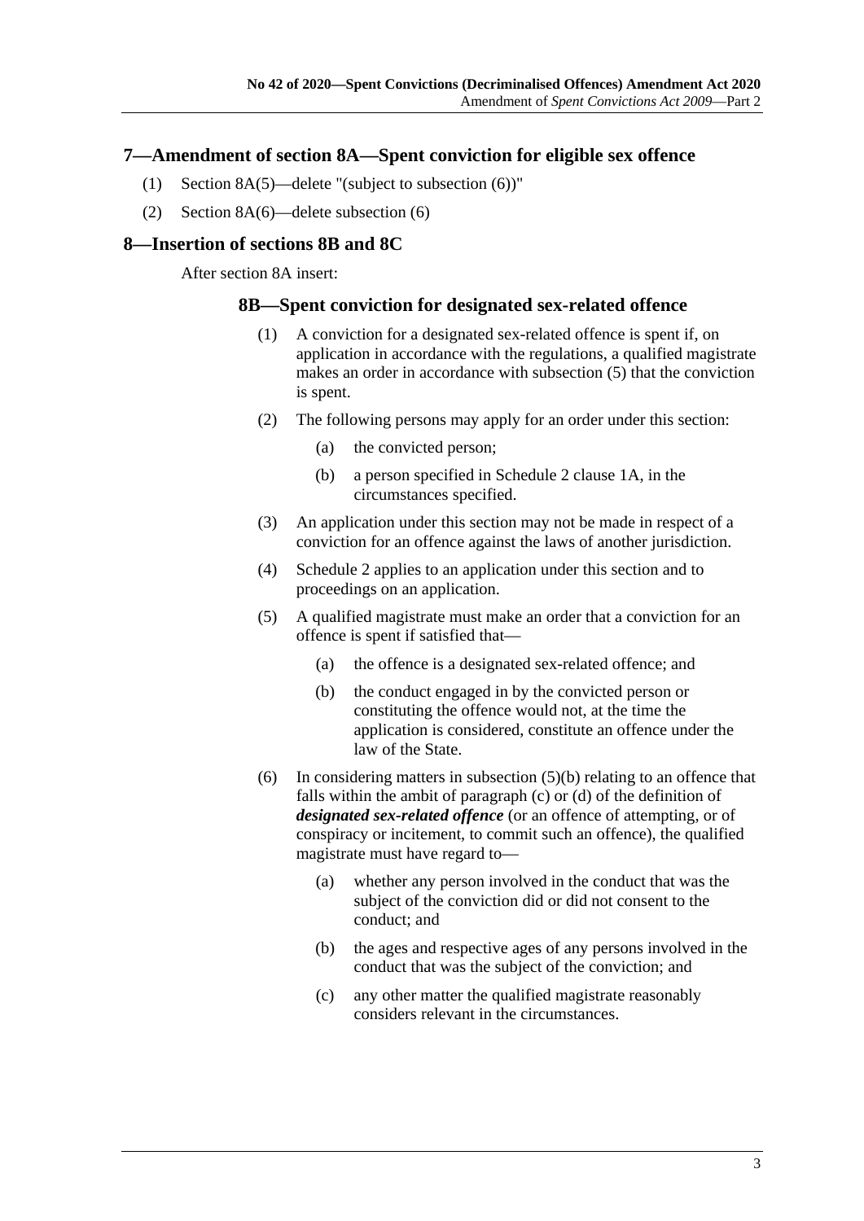## 7—Amendment of section 8A—Spent conviction for eligible sex offence

(1) Section 8A(5)—delete "(subject to subsection (6))"

(2) Section 8A(6)—delete subsection (6)

## 8—Insertion of sections 8B and 8C

After section 8A insert:

### 8B—Spent conviction for designated sex-related offence

(1) A conviction for a designated sex-related offence is spent if, on application in accordance with the regulations, a qualified magistrate makes an order in accordance with subsection (5) that the conviction is spent.

(2) The following persons may apply for an order under this section:

- (a) the convicted person;
- (b) a person specified in Schedule 2 clause 1A, in the circumstances specified.

(3) An application under this section may not be made in respect of a conviction for an offence against the laws of another jurisdiction.

(4) Schedule 2 applies to an application under this section and to proceedings on an application.

(5) A qualified magistrate must make an order that a conviction for an offence is spent if satisfied that—

- (a) the offence is a designated sex-related offence; and
- (b) the conduct engaged in by the convicted person or constituting the offence would not, at the time the application is considered, constitute an offence under the law of the State.

(6) In considering matters in subsection (5)(b) relating to an offence that falls within the ambit of paragraph (c) or (d) of the definition of ***designated sex-related offence*** (or an offence of attempting, or of conspiracy or incitement, to commit such an offence), the qualified magistrate must have regard to—

- (a) whether any person involved in the conduct that was the subject of the conviction did or did not consent to the conduct; and
- (b) the ages and respective ages of any persons involved in the conduct that was the subject of the conviction; and
- (c) any other matter the qualified magistrate reasonably considers relevant in the circumstances.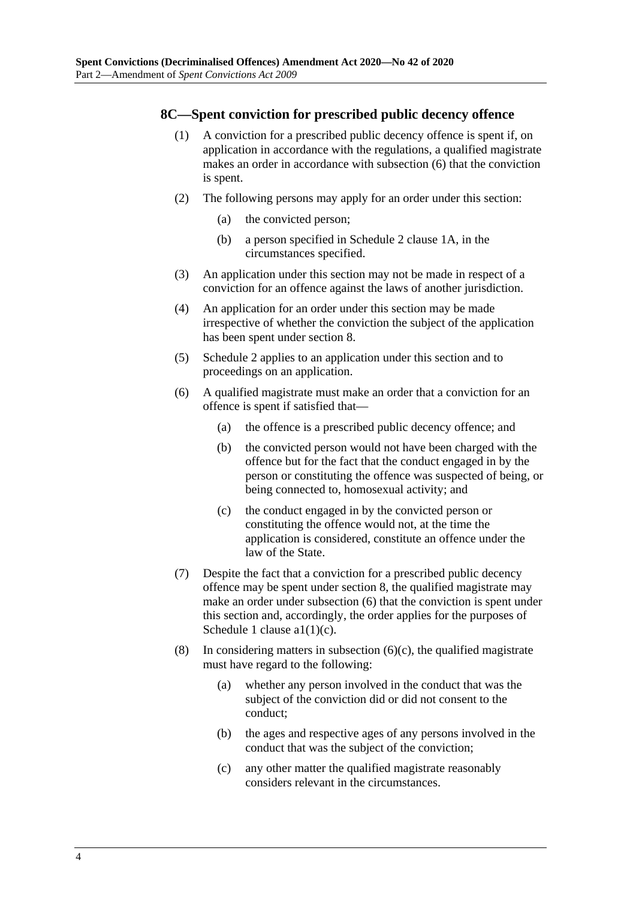### 8C—Spent conviction for prescribed public decency offence

(1) A conviction for a prescribed public decency offence is spent if, on application in accordance with the regulations, a qualified magistrate makes an order in accordance with subsection (6) that the conviction is spent.

(2) The following persons may apply for an order under this section:

  (a) the convicted person;

  (b) a person specified in Schedule 2 clause 1A, in the circumstances specified.

(3) An application under this section may not be made in respect of a conviction for an offence against the laws of another jurisdiction.

(4) An application for an order under this section may be made irrespective of whether the conviction the subject of the application has been spent under section 8.

(5) Schedule 2 applies to an application under this section and to proceedings on an application.

(6) A qualified magistrate must make an order that a conviction for an offence is spent if satisfied that—

  (a) the offence is a prescribed public decency offence; and

  (b) the convicted person would not have been charged with the offence but for the fact that the conduct engaged in by the person or constituting the offence was suspected of being, or being connected to, homosexual activity; and

  (c) the conduct engaged in by the convicted person or constituting the offence would not, at the time the application is considered, constitute an offence under the law of the State.

(7) Despite the fact that a conviction for a prescribed public decency offence may be spent under section 8, the qualified magistrate may make an order under subsection (6) that the conviction is spent under this section and, accordingly, the order applies for the purposes of Schedule 1 clause a1(1)(c).

(8) In considering matters in subsection (6)(c), the qualified magistrate must have regard to the following:

  (a) whether any person involved in the conduct that was the subject of the conviction did or did not consent to the conduct;

  (b) the ages and respective ages of any persons involved in the conduct that was the subject of the conviction;

  (c) any other matter the qualified magistrate reasonably considers relevant in the circumstances.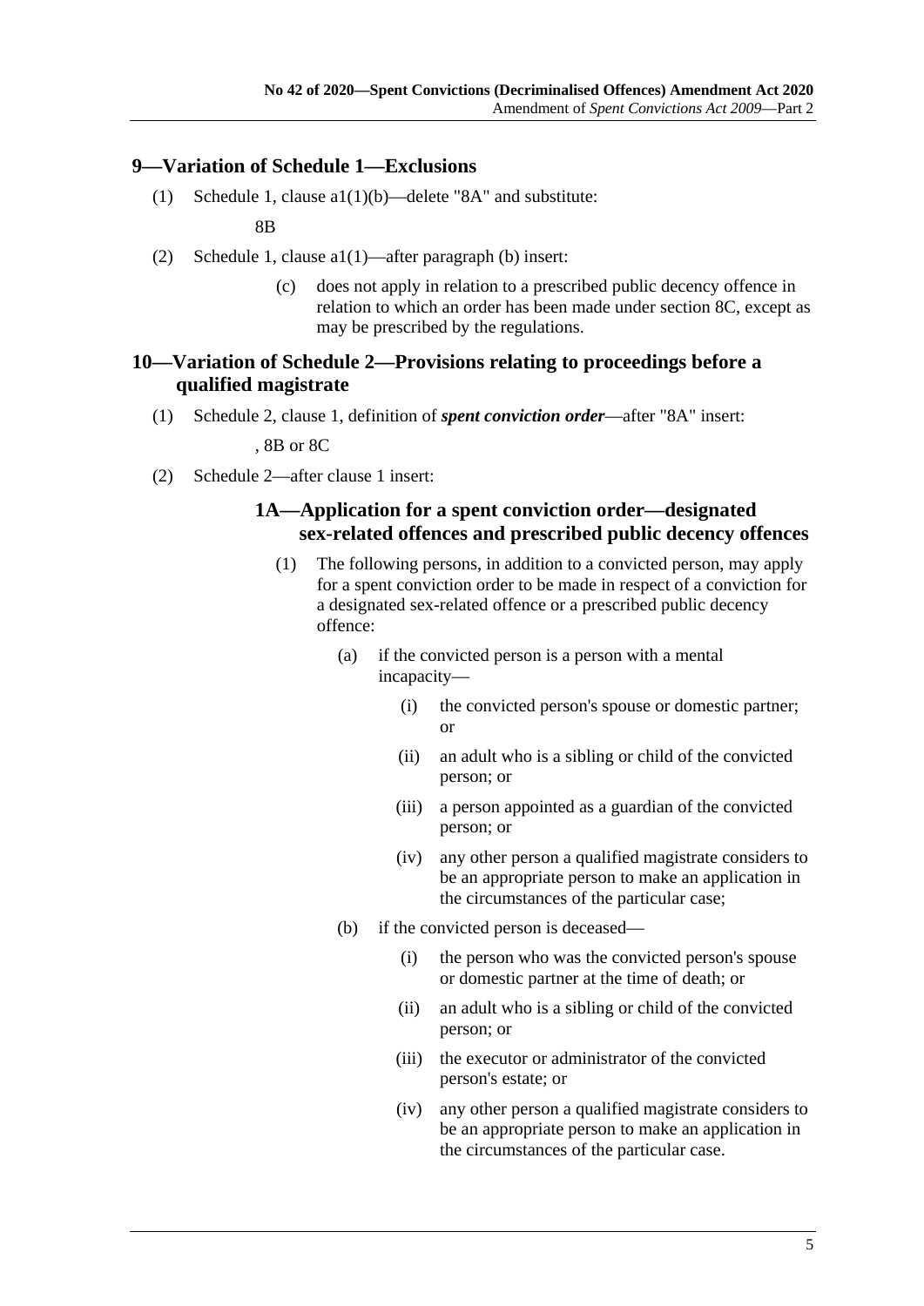## 9—Variation of Schedule 1—Exclusions

(1) Schedule 1, clause a1(1)(b)—delete "8A" and substitute:

8B

(2) Schedule 1, clause a1(1)—after paragraph (b) insert:

(c) does not apply in relation to a prescribed public decency offence in relation to which an order has been made under section 8C, except as may be prescribed by the regulations.

## 10—Variation of Schedule 2—Provisions relating to proceedings before a qualified magistrate

(1) Schedule 2, clause 1, definition of ***spent conviction order***—after "8A" insert:

, 8B or 8C

(2) Schedule 2—after clause 1 insert:

### 1A—Application for a spent conviction order—designated sex-related offences and prescribed public decency offences

(1) The following persons, in addition to a convicted person, may apply for a spent conviction order to be made in respect of a conviction for a designated sex-related offence or a prescribed public decency offence:

(a) if the convicted person is a person with a mental incapacity—

(i) the convicted person's spouse or domestic partner; or

(ii) an adult who is a sibling or child of the convicted person; or

(iii) a person appointed as a guardian of the convicted person; or

(iv) any other person a qualified magistrate considers to be an appropriate person to make an application in the circumstances of the particular case;

(b) if the convicted person is deceased—

(i) the person who was the convicted person's spouse or domestic partner at the time of death; or

(ii) an adult who is a sibling or child of the convicted person; or

(iii) the executor or administrator of the convicted person's estate; or

(iv) any other person a qualified magistrate considers to be an appropriate person to make an application in the circumstances of the particular case.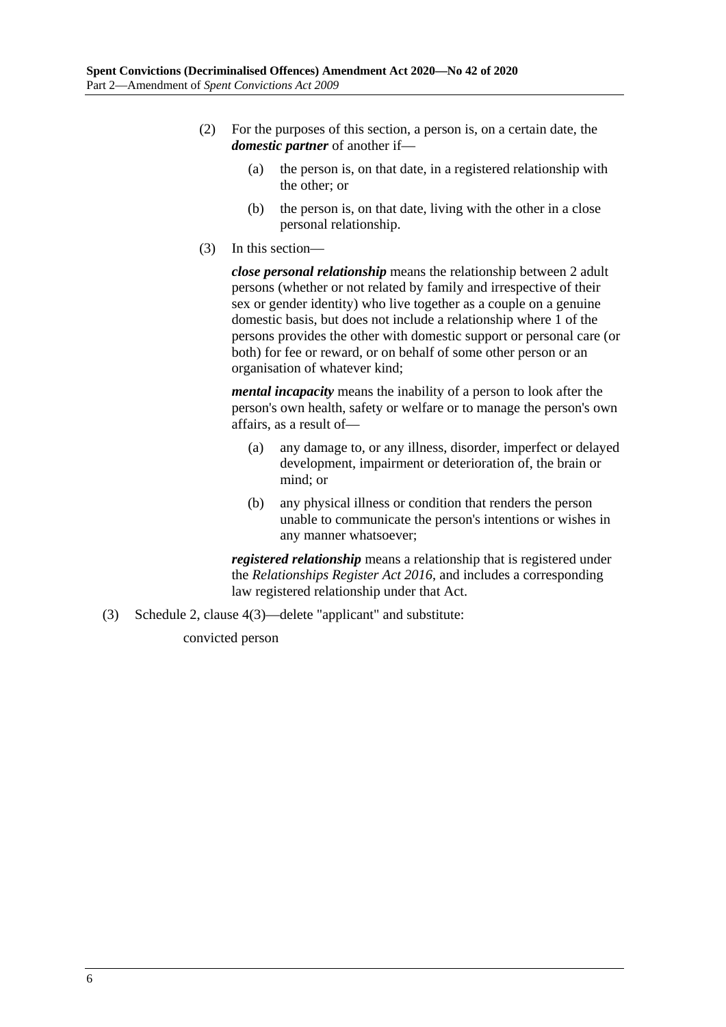(2) For the purposes of this section, a person is, on a certain date, the ***domestic partner*** of another if—

(a) the person is, on that date, in a registered relationship with the other; or

(b) the person is, on that date, living with the other in a close personal relationship.

(3) In this section—

***close personal relationship*** means the relationship between 2 adult persons (whether or not related by family and irrespective of their sex or gender identity) who live together as a couple on a genuine domestic basis, but does not include a relationship where 1 of the persons provides the other with domestic support or personal care (or both) for fee or reward, or on behalf of some other person or an organisation of whatever kind;

***mental incapacity*** means the inability of a person to look after the person's own health, safety or welfare or to manage the person's own affairs, as a result of—

(a) any damage to, or any illness, disorder, imperfect or delayed development, impairment or deterioration of, the brain or mind; or

(b) any physical illness or condition that renders the person unable to communicate the person's intentions or wishes in any manner whatsoever;

***registered relationship*** means a relationship that is registered under the *Relationships Register Act 2016*, and includes a corresponding law registered relationship under that Act.

(3) Schedule 2, clause 4(3)—delete "applicant" and substitute:

convicted person